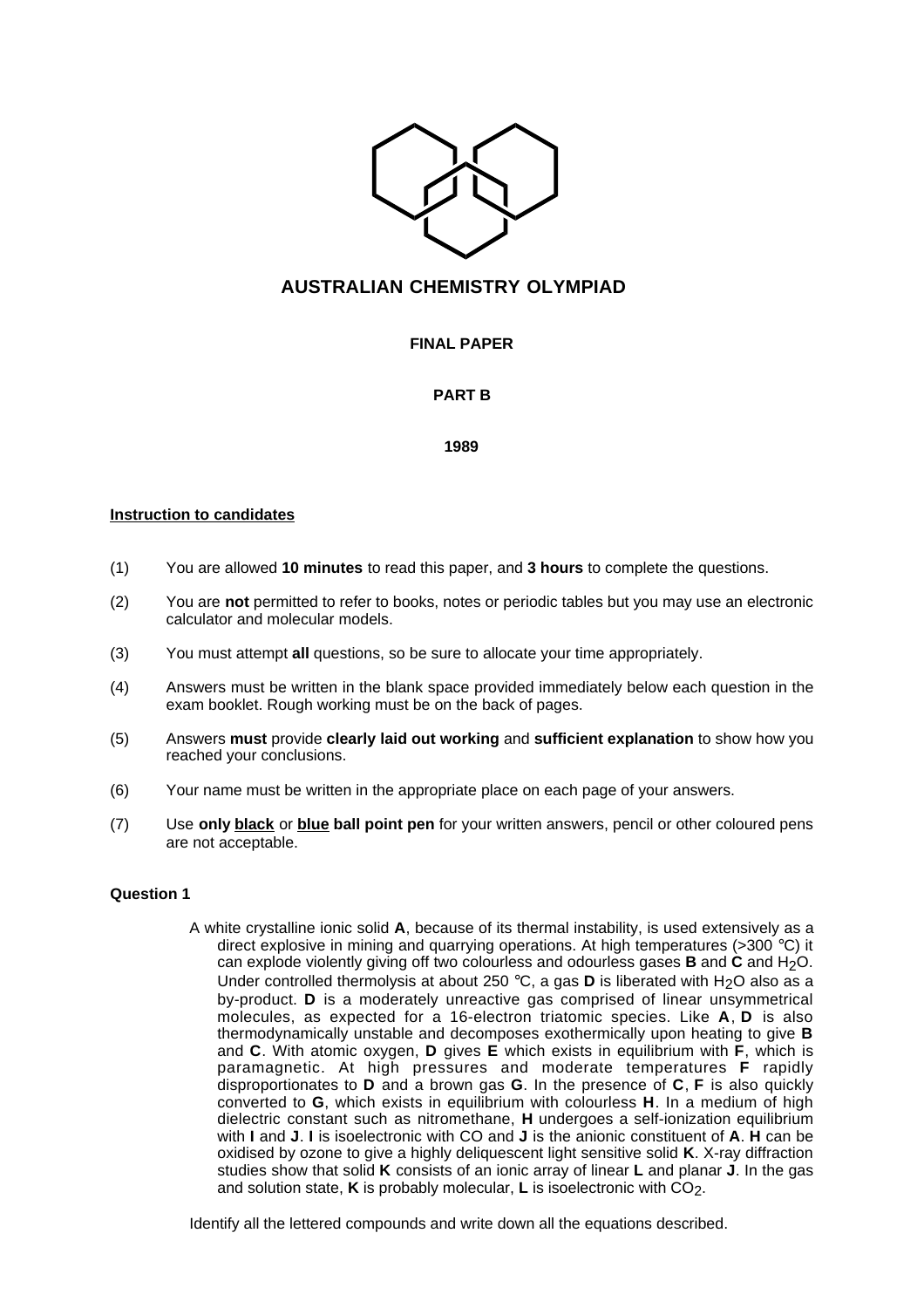# AUSTRALIAN CHEMISTRY OLYMPIAD

**FINAL PAPER**

**PART B**

**1989**

**Instruction to candidates**

(1) You are allowed **10 minutes** to read this paper, and **3 hours** to complete the questions.

(2) You are **not** permitted to refer to books, notes or periodic tables but you may use an electronic calculator and molecular models.

(3) You must attempt **all** questions, so be sure to allocate your time appropriately.

(4) Answers must be written in the blank space provided immediately below each question in the exam booklet. Rough working must be on the back of pages.

(5) Answers **must** provide **clearly laid out working** and **sufficient explanation** to show how you reached your conclusions.

(6) Your name must be written in the appropriate place on each page of your answers.

(7) Use **only black** or **blue ball point pen** for your written answers, pencil or other coloured pens are not acceptable.

**Question 1**

A white crystalline ionic solid **A**, because of its thermal instability, is used extensively as a direct explosive in mining and quarrying operations. At high temperatures (>300 °C) it can explode violently giving off two colourless and odourless gases **B** and **C** and $H_2O$. Under controlled thermolysis at about 250 °C, a gas **D** is liberated with $H_2O$ also as a by-product. **D** is a moderately unreactive gas comprised of linear unsymmetrical molecules, as expected for a 16-electron triatomic species. Like **A**, **D** is also thermodynamically unstable and decomposes exothermically upon heating to give **B** and **C**. With atomic oxygen, **D** gives **E** which exists in equilibrium with **F**, which is paramagnetic. At high pressures and moderate temperatures **F** rapidly disproportionates to **D** and a brown gas **G**. In the presence of **C**, **F** is also quickly converted to **G**, which exists in equilibrium with colourless **H**. In a medium of high dielectric constant such as nitromethane, **H** undergoes a self-ionization equilibrium with **I** and **J**. **I** is isoelectronic with CO and **J** is the anionic constituent of **A**. **H** can be oxidised by ozone to give a highly deliquescent light sensitive solid **K**. X-ray diffraction studies show that solid **K** consists of an ionic array of linear **L** and planar **J**. In the gas and solution state, **K** is probably molecular, **L** is isoelectronic with $CO_2$.

Identify all the lettered compounds and write down all the equations described.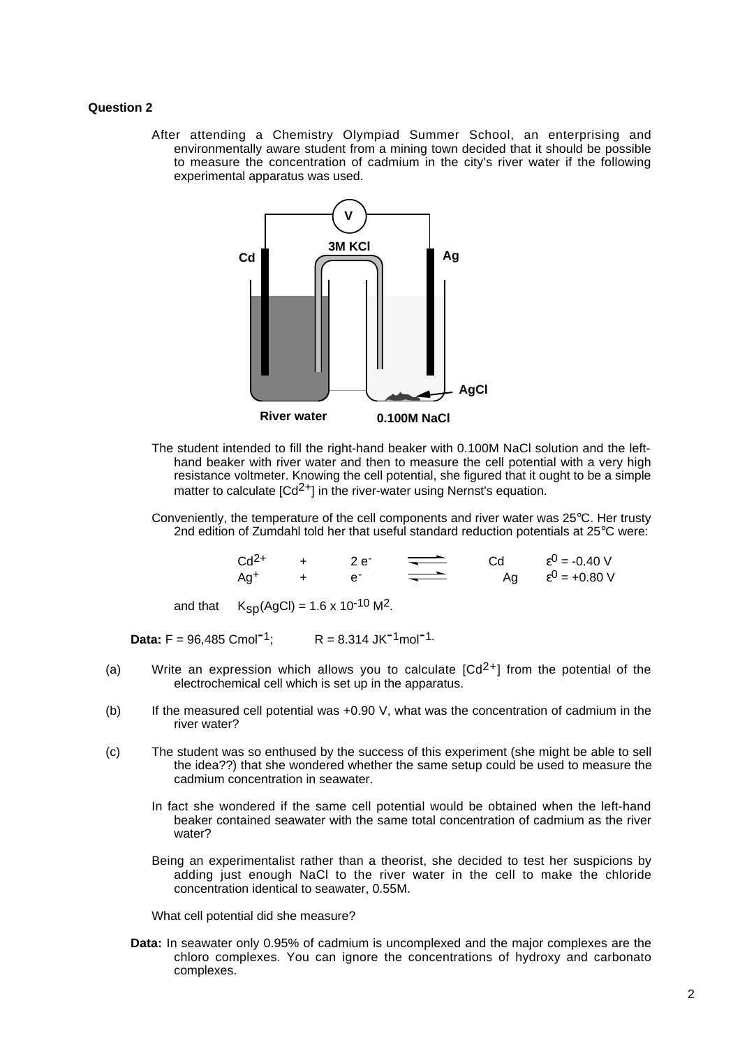**Question 2**

After attending a Chemistry Olympiad Summer School, an enterprising and environmentally aware student from a mining town decided that it should be possible to measure the concentration of cadmium in the city's river water if the following experimental apparatus was used.

The student intended to fill the right-hand beaker with 0.100M NaCl solution and the left-hand beaker with river water and then to measure the cell potential with a very high resistance voltmeter. Knowing the cell potential, she figured that it ought to be a simple matter to calculate $[Cd^{2+}]$ in the river-water using Nernst's equation.

Conveniently, the temperature of the cell components and river water was 25°C. Her trusty 2nd edition of Zumdahl told her that useful standard reduction potentials at 25°C were:

$$Cd^{2+} + 2e^- \rightleftharpoons Cd \qquad \varepsilon^0 = -0.40\ \text{V}$$

$$Ag^+ + e^- \rightleftharpoons Ag \qquad \varepsilon^0 = +0.80\ \text{V}$$

and that $K_{sp}(AgCl) = 1.6 \times 10^{-10}\ M^2$.

**Data:** $F = 96{,}485\ \text{Cmol}^{-1}$; $R = 8.314\ \text{JK}^{-1}\text{mol}^{-1}$.

(a) Write an expression which allows you to calculate $[Cd^{2+}]$ from the potential of the electrochemical cell which is set up in the apparatus.

(b) If the measured cell potential was +0.90 V, what was the concentration of cadmium in the river water?

(c) The student was so enthused by the success of this experiment (she might be able to sell the idea??) that she wondered whether the same setup could be used to measure the cadmium concentration in seawater.

In fact she wondered if the same cell potential would be obtained when the left-hand beaker contained seawater with the same total concentration of cadmium as the river water?

Being an experimentalist rather than a theorist, she decided to test her suspicions by adding just enough NaCl to the river water in the cell to make the chloride concentration identical to seawater, 0.55M.

What cell potential did she measure?

**Data:** In seawater only 0.95% of cadmium is uncomplexed and the major complexes are the chloro complexes. You can ignore the concentrations of hydroxy and carbonato complexes.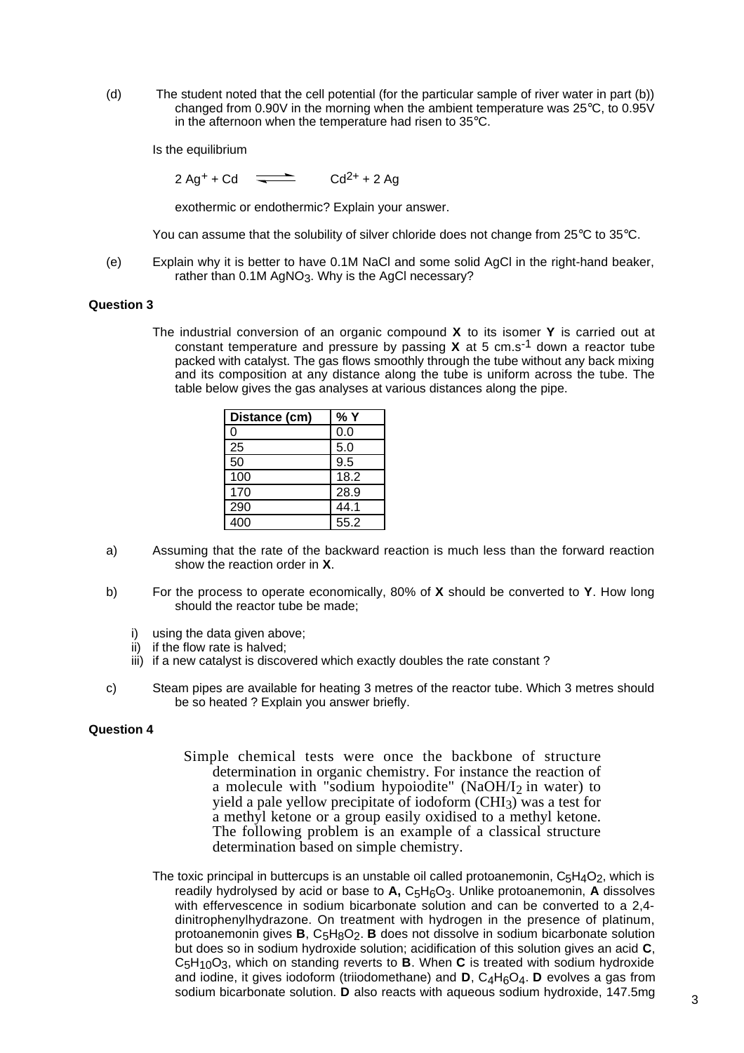(d) The student noted that the cell potential (for the particular sample of river water in part (b)) changed from 0.90V in the morning when the ambient temperature was 25°C, to 0.95V in the afternoon when the temperature had risen to 35°C.

Is the equilibrium

$$2\,Ag^{+} + Cd \rightleftharpoons Cd^{2+} + 2\,Ag$$

exothermic or endothermic? Explain your answer.

You can assume that the solubility of silver chloride does not change from 25°C to 35°C.

(e) Explain why it is better to have 0.1M NaCl and some solid AgCl in the right-hand beaker, rather than 0.1M $AgNO_3$. Why is the AgCl necessary?

**Question 3**

The industrial conversion of an organic compound **X** to its isomer **Y** is carried out at constant temperature and pressure by passing **X** at 5 cm.s$^{-1}$ down a reactor tube packed with catalyst. The gas flows smoothly through the tube without any back mixing and its composition at any distance along the tube is uniform across the tube. The table below gives the gas analyses at various distances along the pipe.

| Distance (cm) | % Y |
|---|---|
| 0 | 0.0 |
| 25 | 5.0 |
| 50 | 9.5 |
| 100 | 18.2 |
| 170 | 28.9 |
| 290 | 44.1 |
| 400 | 55.2 |

a) Assuming that the rate of the backward reaction is much less than the forward reaction show the reaction order in **X**.

b) For the process to operate economically, 80% of **X** should be converted to **Y**. How long should the reactor tube be made;

i) using the data given above;
ii) if the flow rate is halved;
iii) if a new catalyst is discovered which exactly doubles the rate constant ?

c) Steam pipes are available for heating 3 metres of the reactor tube. Which 3 metres should be so heated ? Explain you answer briefly.

**Question 4**

Simple chemical tests were once the backbone of structure determination in organic chemistry. For instance the reaction of a molecule with "sodium hypoiodite" ($NaOH/I_2$ in water) to yield a pale yellow precipitate of iodoform ($CHI_3$) was a test for a methyl ketone or a group easily oxidised to a methyl ketone. The following problem is an example of a classical structure determination based on simple chemistry.

The toxic principal in buttercups is an unstable oil called protoanemonin, $C_5H_4O_2$, which is readily hydrolysed by acid or base to **A,** $C_5H_6O_3$. Unlike protoanemonin, **A** dissolves with effervescence in sodium bicarbonate solution and can be converted to a 2,4-dinitrophenylhydrazone. On treatment with hydrogen in the presence of platinum, protoanemonin gives **B**, $C_5H_8O_2$. **B** does not dissolve in sodium bicarbonate solution but does so in sodium hydroxide solution; acidification of this solution gives an acid **C**, $C_5H_{10}O_3$, which on standing reverts to **B**. When **C** is treated with sodium hydroxide and iodine, it gives iodoform (triiodomethane) and **D**, $C_4H_6O_4$. **D** evolves a gas from sodium bicarbonate solution. **D** also reacts with aqueous sodium hydroxide, 147.5mg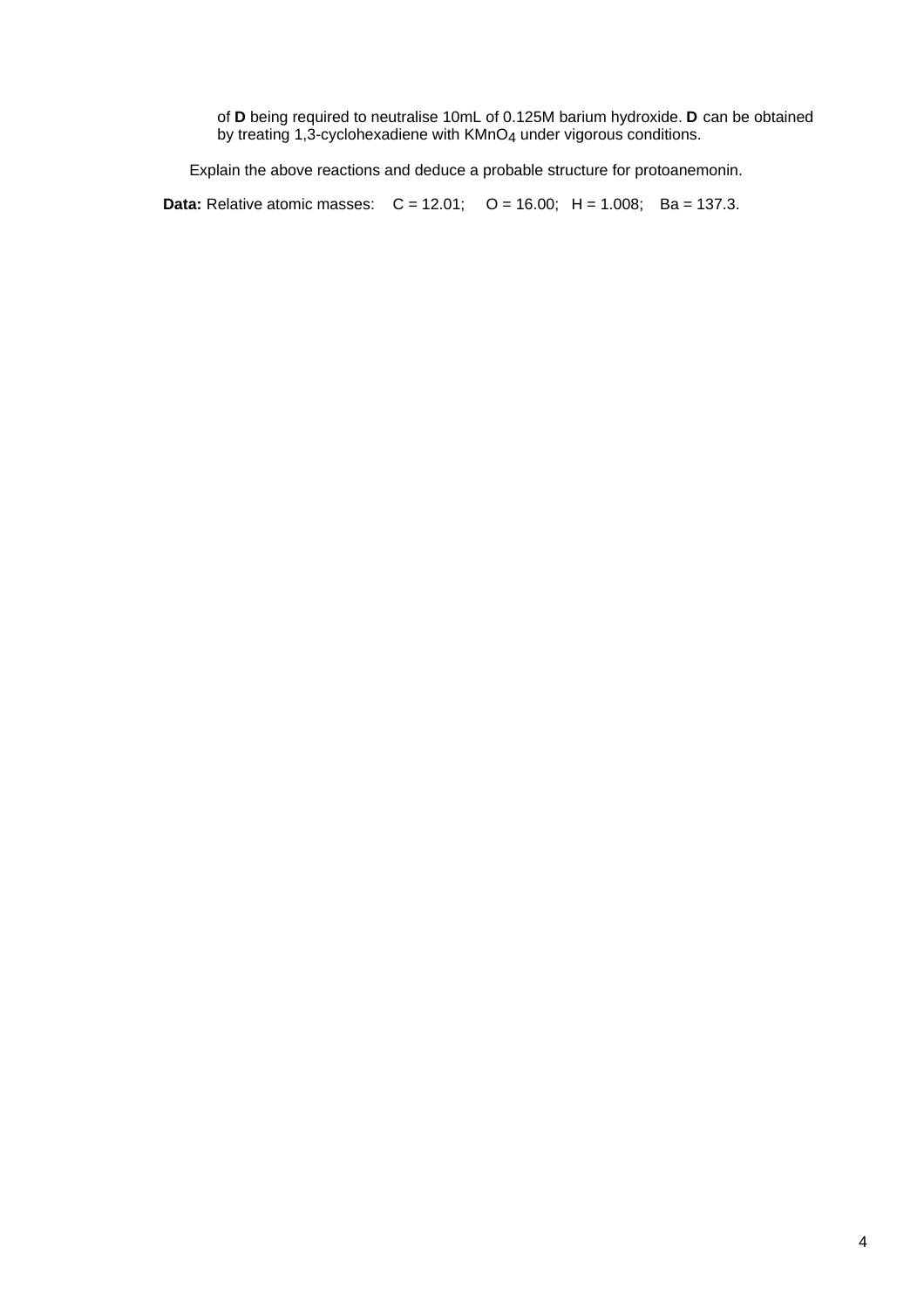of **D** being required to neutralise 10mL of 0.125M barium hydroxide. **D** can be obtained by treating 1,3-cyclohexadiene with $KMnO_4$ under vigorous conditions.

Explain the above reactions and deduce a probable structure for protoanemonin.

**Data:** Relative atomic masses: C = 12.01; O = 16.00; H = 1.008; Ba = 137.3.